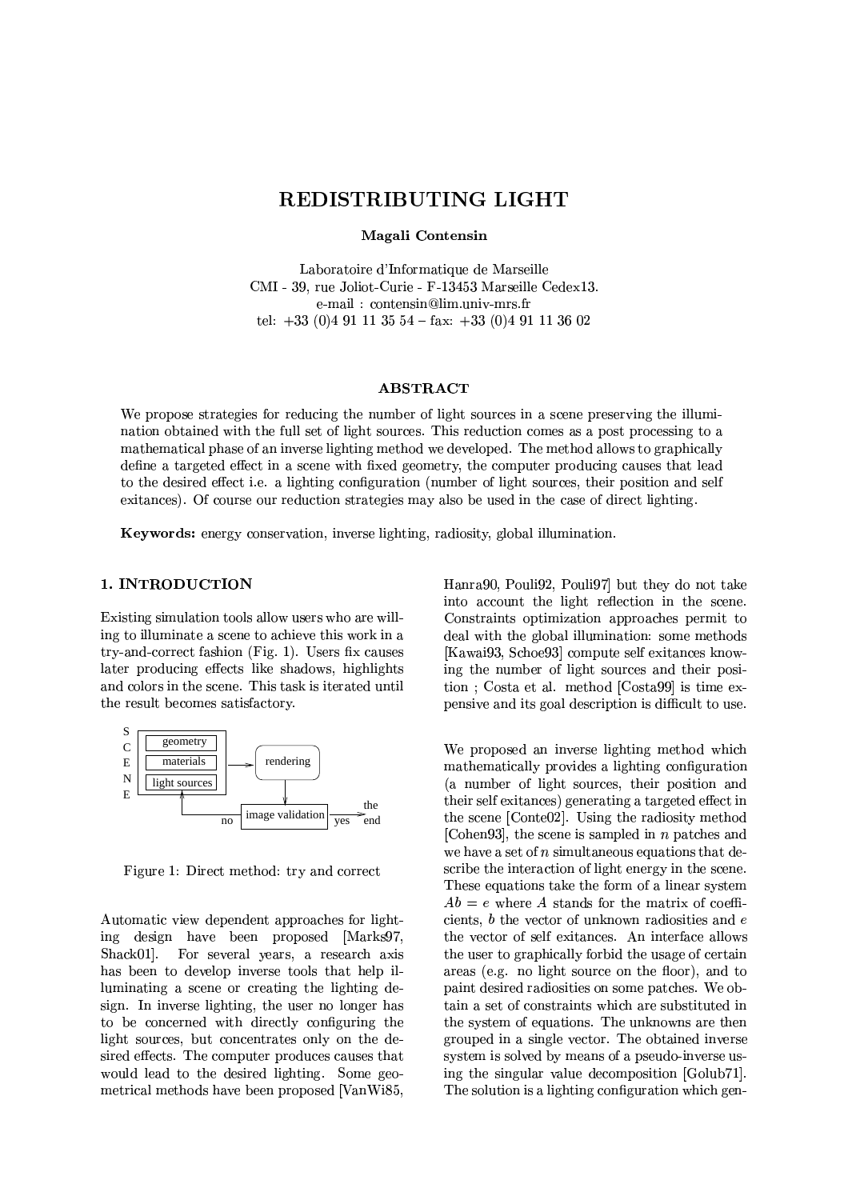# REDISTRIBUTING LIGHT

**Magali Contensin**

Laboratoire d'Informatique de Marseille
CMI - 39, rue Joliot-Curie - F-13453 Marseille Cedex13.
e-mail : contensin@lim.univ-mrs.fr
tel: +33 (0)4 91 11 35 54 – fax: +33 (0)4 91 11 36 02

## ABSTRACT

We propose strategies for reducing the number of light sources in a scene preserving the illumination obtained with the full set of light sources. This reduction comes as a post processing to a mathematical phase of an inverse lighting method we developed. The method allows to graphically define a targeted effect in a scene with fixed geometry, the computer producing causes that lead to the desired effect i.e. a lighting configuration (number of light sources, their position and self exitances). Of course our reduction strategies may also be used in the case of direct lighting.

**Keywords:** energy conservation, inverse lighting, radiosity, global illumination.

## 1. INTRODUCTION

Existing simulation tools allow users who are willing to illuminate a scene to achieve this work in a try-and-correct fashion (Fig. 1). Users fix causes later producing effects like shadows, highlights and colors in the scene. This task is iterated until the result becomes satisfactory.

Figure 1: Direct method: try and correct

Automatic view dependent approaches for lighting design have been proposed [Marks97, Shack01]. For several years, a research axis has been to develop inverse tools that help illuminating a scene or creating the lighting design. In inverse lighting, the user no longer has to be concerned with directly configuring the light sources, but concentrates only on the desired effects. The computer produces causes that would lead to the desired lighting. Some geometrical methods have been proposed [VanWi85, Hanra90, Pouli92, Pouli97] but they do not take into account the light reflection in the scene. Constraints optimization approaches permit to deal with the global illumination: some methods [Kawai93, Schoe93] compute self exitances knowing the number of light sources and their position ; Costa et al. method [Costa99] is time expensive and its goal description is difficult to use.

We proposed an inverse lighting method which mathematically provides a lighting configuration (a number of light sources, their position and their self exitances) generating a targeted effect in the scene [Conte02]. Using the radiosity method [Cohen93], the scene is sampled in $n$ patches and we have a set of $n$ simultaneous equations that describe the interaction of light energy in the scene. These equations take the form of a linear system $Ab = e$ where $A$ stands for the matrix of coefficients, $b$ the vector of unknown radiosities and $e$ the vector of self exitances. An interface allows the user to graphically forbid the usage of certain areas (e.g. no light source on the floor), and to paint desired radiosities on some patches. We obtain a set of constraints which are substituted in the system of equations. The unknowns are then grouped in a single vector. The obtained inverse system is solved by means of a pseudo-inverse using the singular value decomposition [Golub71]. The solution is a lighting configuration which gen-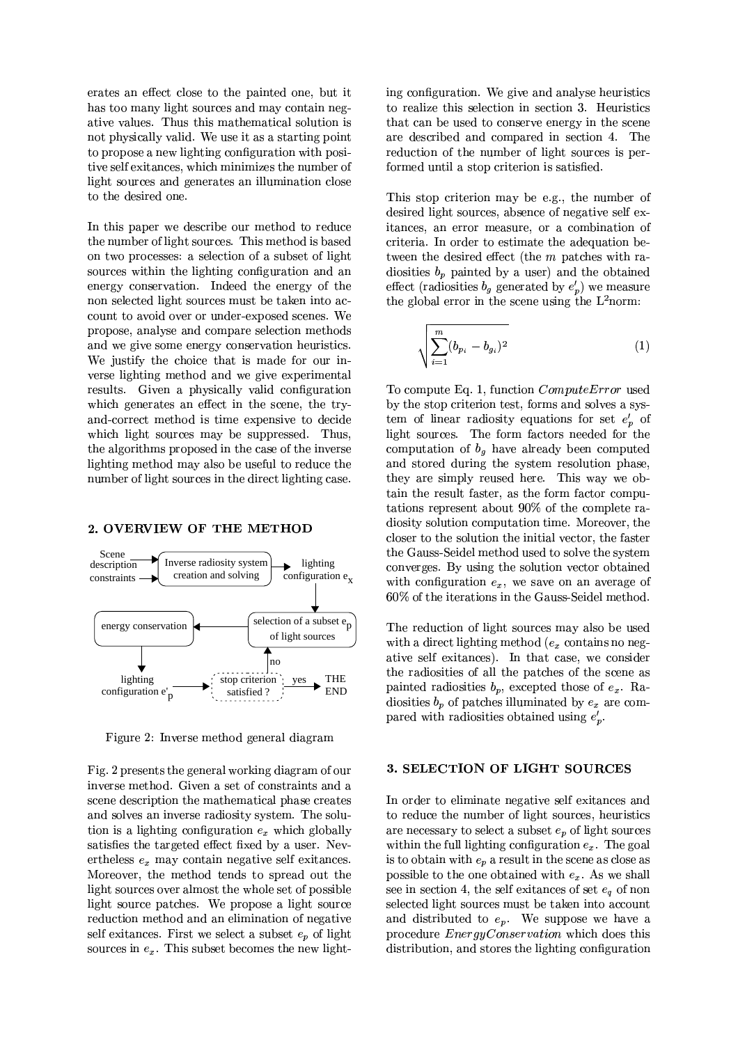erates an effect close to the painted one, but it has too many light sources and may contain negative values. Thus this mathematical solution is not physically valid. We use it as a starting point to propose a new lighting configuration with positive self exitances, which minimizes the number of light sources and generates an illumination close to the desired one.

In this paper we describe our method to reduce the number of light sources. This method is based on two processes: a selection of a subset of light sources within the lighting configuration and an energy conservation. Indeed the energy of the non selected light sources must be taken into account to avoid over or under-exposed scenes. We propose, analyse and compare selection methods and we give some energy conservation heuristics. We justify the choice that is made for our inverse lighting method and we give experimental results. Given a physically valid configuration which generates an effect in the scene, the try-and-correct method is time expensive to decide which light sources may be suppressed. Thus, the algorithms proposed in the case of the inverse lighting method may also be useful to reduce the number of light sources in the direct lighting case.

## 2. OVERVIEW OF THE METHOD

Figure 2: Inverse method general diagram

Fig. 2 presents the general working diagram of our inverse method. Given a set of constraints and a scene description the mathematical phase creates and solves an inverse radiosity system. The solution is a lighting configuration $e_x$ which globally satisfies the targeted effect fixed by a user. Nevertheless $e_x$ may contain negative self exitances. Moreover, the method tends to spread out the light sources over almost the whole set of possible light source patches. We propose a light source reduction method and an elimination of negative self exitances. First we select a subset $e_p$ of light sources in $e_x$. This subset becomes the new lighting configuration. We give and analyse heuristics to realize this selection in section 3. Heuristics that can be used to conserve energy in the scene are described and compared in section 4. The reduction of the number of light sources is performed until a stop criterion is satisfied.

This stop criterion may be e.g., the number of desired light sources, absence of negative self exitances, an error measure, or a combination of criteria. In order to estimate the adequation between the desired effect (the $m$ patches with radiosities $b_p$ painted by a user) and the obtained effect (radiosities $b_g$ generated by $e'_p$) we measure the global error in the scene using the $\mathrm{L}^2$norm:

$$\sqrt{\sum_{i=1}^{m}(b_{p_i} - b_{g_i})^2} \tag{1}$$

To compute Eq. 1, function *ComputeError* used by the stop criterion test, forms and solves a system of linear radiosity equations for set $e'_p$ of light sources. The form factors needed for the computation of $b_g$ have already been computed and stored during the system resolution phase, they are simply reused here. This way we obtain the result faster, as the form factor computations represent about 90% of the complete radiosity solution computation time. Moreover, the closer to the solution the initial vector, the faster the Gauss-Seidel method used to solve the system converges. By using the solution vector obtained with configuration $e_x$, we save on an average of 60% of the iterations in the Gauss-Seidel method.

The reduction of light sources may also be used with a direct lighting method ($e_x$ contains no negative self exitances). In that case, we consider the radiosities of all the patches of the scene as painted radiosities $b_p$, excepted those of $e_x$. Radiosities $b_p$ of patches illuminated by $e_x$ are compared with radiosities obtained using $e'_p$.

## 3. SELECTION OF LIGHT SOURCES

In order to eliminate negative self exitances and to reduce the number of light sources, heuristics are necessary to select a subset $e_p$ of light sources within the full lighting configuration $e_x$. The goal is to obtain with $e_p$ a result in the scene as close as possible to the one obtained with $e_x$. As we shall see in section 4, the self exitances of set $e_q$ of non selected light sources must be taken into account and distributed to $e_p$. We suppose we have a procedure *EnergyConservation* which does this distribution, and stores the lighting configuration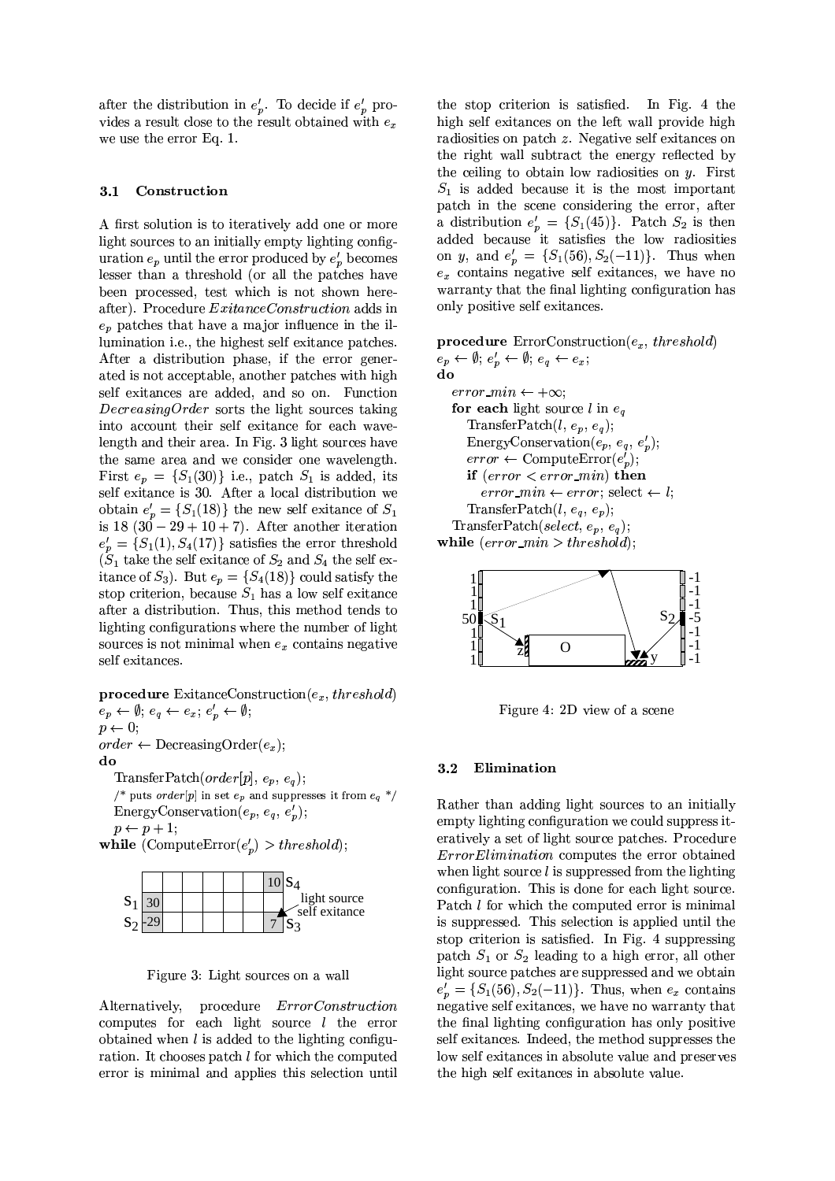after the distribution in $e'_p$. To decide if $e'_p$ provides a result close to the result obtained with $e_x$ we use the error Eq. 1.

### 3.1 Construction

A first solution is to iteratively add one or more light sources to an initially empty lighting configuration $e_p$ until the error produced by $e'_p$ becomes lesser than a threshold (or all the patches have been processed, test which is not shown hereafter). Procedure *ExitanceConstruction* adds in $e_p$ patches that have a major influence in the illumination i.e., the highest self exitance patches. After a distribution phase, if the error generated is not acceptable, another patches with high self exitances are added, and so on. Function *DecreasingOrder* sorts the light sources taking into account their self exitance for each wavelength and their area. In Fig. 3 light sources have the same area and we consider one wavelength. First $e_p = \{S_1(30)\}$ i.e., patch $S_1$ is added, its self exitance is 30. After a local distribution we obtain $e'_p = \{S_1(18)\}$ the new self exitance of $S_1$ is 18 $(30 - 29 + 10 + 7)$. After another iteration $e'_p = \{S_1(1), S_4(17)\}$ satisfies the error threshold ($S_1$ take the self exitance of $S_2$ and $S_4$ the self exitance of $S_3$). But $e_p = \{S_4(18)\}$ could satisfy the stop criterion, because $S_1$ has a low self exitance after a distribution. Thus, this method tends to lighting configurations where the number of light sources is not minimal when $e_x$ contains negative self exitances.

```
procedure ExitanceConstruction(e_x, threshold)
e_p ← ∅; e_q ← e_x; e'_p ← ∅;
p ← 0;
order ← DecreasingOrder(e_x);
do
   TransferPatch(order[p], e_p, e_q);
   /* puts order[p] in set e_p and suppresses it from e_q */
   EnergyConservation(e_p, e_q, e'_p);
   p ← p + 1;
while (ComputeError(e'_p) > threshold);
```

Figure 3: Light sources on a wall

Alternatively, procedure *ErrorConstruction* computes for each light source $l$ the error obtained when $l$ is added to the lighting configuration. It chooses patch $l$ for which the computed error is minimal and applies this selection until the stop criterion is satisfied. In Fig. 4 the high self exitances on the left wall provide high radiosities on patch $z$. Negative self exitances on the right wall subtract the energy reflected by the ceiling to obtain low radiosities on $y$. First $S_1$ is added because it is the most important patch in the scene considering the error, after a distribution $e'_p = \{S_1(45)\}$. Patch $S_2$ is then added because it satisfies the low radiosities on $y$, and $e'_p = \{S_1(56), S_2(-11)\}$. Thus when $e_x$ contains negative self exitances, we have no warranty that the final lighting configuration has only positive self exitances.

```
procedure ErrorConstruction(e_x, threshold)
e_p ← ∅; e'_p ← ∅; e_q ← e_x;
do
   error_min ← +∞;
   for each light source l in e_q
      TransferPatch(l, e_p, e_q);
      EnergyConservation(e_p, e_q, e'_p);
      error ← ComputeError(e'_p);
      if (error < error_min) then
         error_min ← error; select ← l;
      TransferPatch(l, e_q, e_p);
   TransferPatch(select, e_p, e_q);
while (error_min > threshold);
```

Figure 4: 2D view of a scene

### 3.2 Elimination

Rather than adding light sources to an initially empty lighting configuration we could suppress iteratively a set of light source patches. Procedure *ErrorElimination* computes the error obtained when light source $l$ is suppressed from the lighting configuration. This is done for each light source. Patch $l$ for which the computed error is minimal is suppressed. This selection is applied until the stop criterion is satisfied. In Fig. 4 suppressing patch $S_1$ or $S_2$ leading to a high error, all other light source patches are suppressed and we obtain $e'_p = \{S_1(56), S_2(-11)\}$. Thus, when $e_x$ contains negative self exitances, we have no warranty that the final lighting configuration has only positive self exitances. Indeed, the method suppresses the low self exitances in absolute value and preserves the high self exitances in absolute value.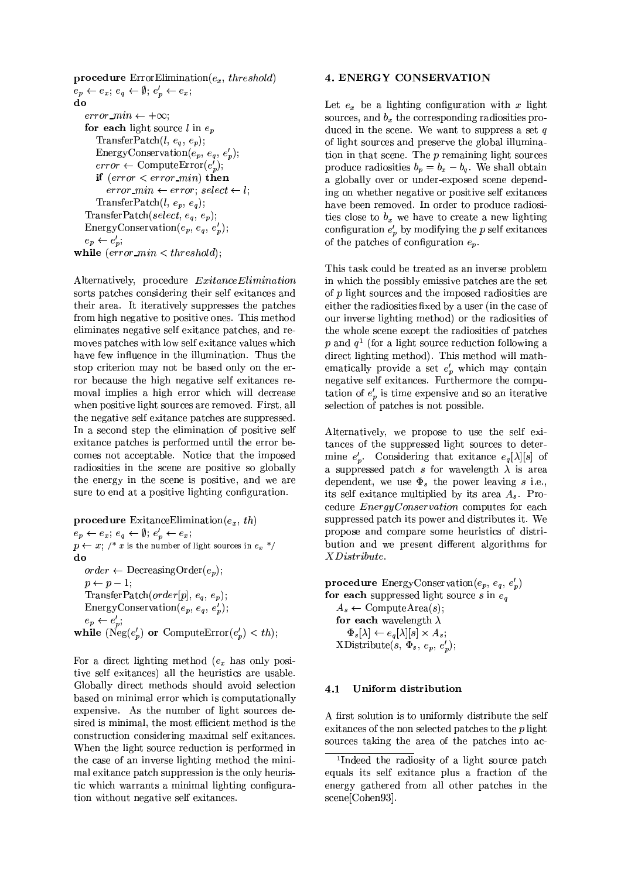```
procedure ErrorElimination(e_x, threshold)
e_p ← e_x; e_q ← ∅; e'_p ← e_x;
do
   error_min ← +∞;
   for each light source l in e_p
      TransferPatch(l, e_q, e_p);
      EnergyConservation(e_p, e_q, e'_p);
      error ← ComputeError(e'_p);
      if (error < error_min) then
         error_min ← error; select ← l;
      TransferPatch(l, e_p, e_q);
   TransferPatch(select, e_q, e_p);
   EnergyConservation(e_p, e_q, e'_p);
   e_p ← e'_p;
while (error_min < threshold);
```

Alternatively, procedure *ExitanceElimination* sorts patches considering their self exitances and their area. It iteratively suppresses the patches from high negative to positive ones. This method eliminates negative self exitance patches, and removes patches with low self exitance values which have few influence in the illumination. Thus the stop criterion may not be based only on the error because the high negative self exitances removal implies a high error which will decrease when positive light sources are removed. First, all the negative self exitance patches are suppressed. In a second step the elimination of positive self exitance patches is performed until the error becomes not acceptable. Notice that the imposed radiosities in the scene are positive so globally the energy in the scene is positive, and we are sure to end at a positive lighting configuration.

```
procedure ExitanceElimination(e_x, th)
e_p ← e_x; e_q ← ∅; e'_p ← e_x;
p ← x; /* x is the number of light sources in e_x */
do
   order ← DecreasingOrder(e_p);
   p ← p − 1;
   TransferPatch(order[p], e_q, e_p);
   EnergyConservation(e_p, e_q, e'_p);
   e_p ← e'_p;
while (Neg(e'_p) or ComputeError(e'_p) < th);
```

For a direct lighting method ($e_x$ has only positive self exitances) all the heuristics are usable. Globally direct methods should avoid selection based on minimal error which is computationally expensive. As the number of light sources desired is minimal, the most efficient method is the construction considering maximal self exitances. When the light source reduction is performed in the case of an inverse lighting method the minimal exitance patch suppression is the only heuristic which warrants a minimal lighting configuration without negative self exitances.

## 4. ENERGY CONSERVATION

Let $e_x$ be a lighting configuration with $x$ light sources, and $b_x$ the corresponding radiosities produced in the scene. We want to suppress a set $q$ of light sources and preserve the global illumination in that scene. The $p$ remaining light sources produce radiosities $b_p = b_x - b_q$. We shall obtain a globally over or under-exposed scene depending on whether negative or positive self exitances have been removed. In order to produce radiosities close to $b_x$ we have to create a new lighting configuration $e'_p$ by modifying the $p$ self exitances of the patches of configuration $e_p$.

This task could be treated as an inverse problem in which the possibly emissive patches are the set of $p$ light sources and the imposed radiosities are either the radiosities fixed by a user (in the case of our inverse lighting method) or the radiosities of the whole scene except the radiosities of patches $p$ and $q$[1] (for a light source reduction following a direct lighting method). This method will mathematically provide a set $e'_p$ which may contain negative self exitances. Furthermore the computation of $e'_p$ is time expensive and so an iterative selection of patches is not possible.

Alternatively, we propose to use the self exitances of the suppressed light sources to determine $e'_p$. Considering that exitance $e_q[\lambda][s]$ of a suppressed patch $s$ for wavelength $\lambda$ is area dependent, we use $\Phi_s$ the power leaving $s$ i.e., its self exitance multiplied by its area $A_s$. Procedure *EnergyConservation* computes for each suppressed patch its power and distributes it. We propose and compare some heuristics of distribution and we present different algorithms for *XDistribute*.

```
procedure EnergyConservation(e_p, e_q, e'_p)
for each suppressed light source s in e_q
   A_s ← ComputeArea(s);
   for each wavelength λ
      Φ_s[λ] ← e_q[λ][s] × A_s;
   XDistribute(s, Φ_s, e_p, e'_p);
```

### 4.1 Uniform distribution

A first solution is to uniformly distribute the self exitances of the non selected patches to the $p$ light sources taking the area of the patches into ac-

[1] Indeed the radiosity of a light source patch equals its self exitance plus a fraction of the energy gathered from all other patches in the scene[Cohen93].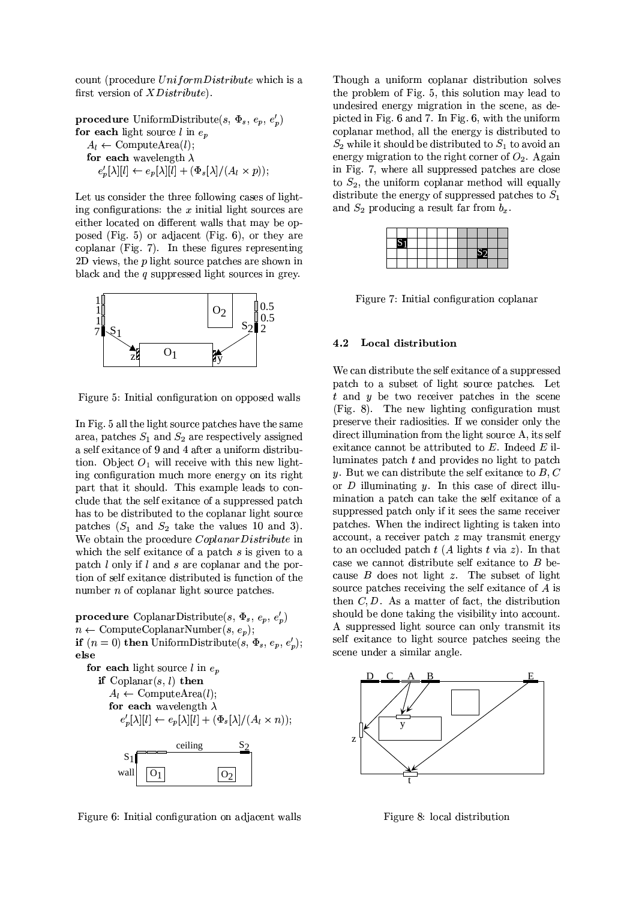count (procedure *UniformDistribute* which is a first version of *XDistribute*).

```
procedure UniformDistribute(s, Φ_s, e_p, e'_p)
for each light source l in e_p
  A_l ← ComputeArea(l);
  for each wavelength λ
    e'_p[λ][l] ← e_p[λ][l] + (Φ_s[λ]/(A_l × p));
```

Let us consider the three following cases of lighting configurations: the $x$ initial light sources are either located on different walls that may be opposed (Fig. 5) or adjacent (Fig. 6), or they are coplanar (Fig. 7). In these figures representing 2D views, the $p$ light source patches are shown in black and the $q$ suppressed light sources in grey.

Figure 5: Initial configuration on opposed walls

In Fig. 5 all the light source patches have the same area, patches $S_1$ and $S_2$ are respectively assigned a self exitance of 9 and 4 after a uniform distribution. Object $O_1$ will receive with this new lighting configuration much more energy on its right part that it should. This example leads to conclude that the self exitance of a suppressed patch has to be distributed to the coplanar light source patches ($S_1$ and $S_2$ take the values 10 and 3). We obtain the procedure *CoplanarDistribute* in which the self exitance of a patch $s$ is given to a patch $l$ only if $l$ and $s$ are coplanar and the portion of self exitance distributed is function of the number $n$ of coplanar light source patches.

```
procedure CoplanarDistribute(s, Φ_s, e_p, e'_p)
n ← ComputeCoplanarNumber(s, e_p);
if (n = 0) then UniformDistribute(s, Φ_s, e_p, e'_p);
else
  for each light source l in e_p
    if Coplanar(s, l) then
      A_l ← ComputeArea(l);
      for each wavelength λ
        e'_p[λ][l] ← e_p[λ][l] + (Φ_s[λ]/(A_l × n));
```

Figure 6: Initial configuration on adjacent walls

Though a uniform coplanar distribution solves the problem of Fig. 5, this solution may lead to undesired energy migration in the scene, as depicted in Fig. 6 and 7. In Fig. 6, with the uniform coplanar method, all the energy is distributed to $S_2$ while it should be distributed to $S_1$ to avoid an energy migration to the right corner of $O_2$. Again in Fig. 7, where all suppressed patches are close to $S_2$, the uniform coplanar method will equally distribute the energy of suppressed patches to $S_1$ and $S_2$ producing a result far from $b_x$.

Figure 7: Initial configuration coplanar

### 4.2 Local distribution

We can distribute the self exitance of a suppressed patch to a subset of light source patches. Let $t$ and $y$ be two receiver patches in the scene (Fig. 8). The new lighting configuration must preserve their radiosities. If we consider only the direct illumination from the light source A, its self exitance cannot be attributed to $E$. Indeed $E$ illuminates patch $t$ and provides no light to patch $y$. But we can distribute the self exitance to $B, C$ or $D$ illuminating $y$. In this case of direct illumination a patch can take the self exitance of a suppressed patch only if it sees the same receiver patches. When the indirect lighting is taken into account, a receiver patch $z$ may transmit energy to an occluded patch $t$ ($A$ lights $t$ via $z$). In that case we cannot distribute self exitance to $B$ because $B$ does not light $z$. The subset of light source patches receiving the self exitance of $A$ is then $C, D$. As a matter of fact, the distribution should be done taking the visibility into account. A suppressed light source can only transmit its self exitance to light source patches seeing the scene under a similar angle.

Figure 8: local distribution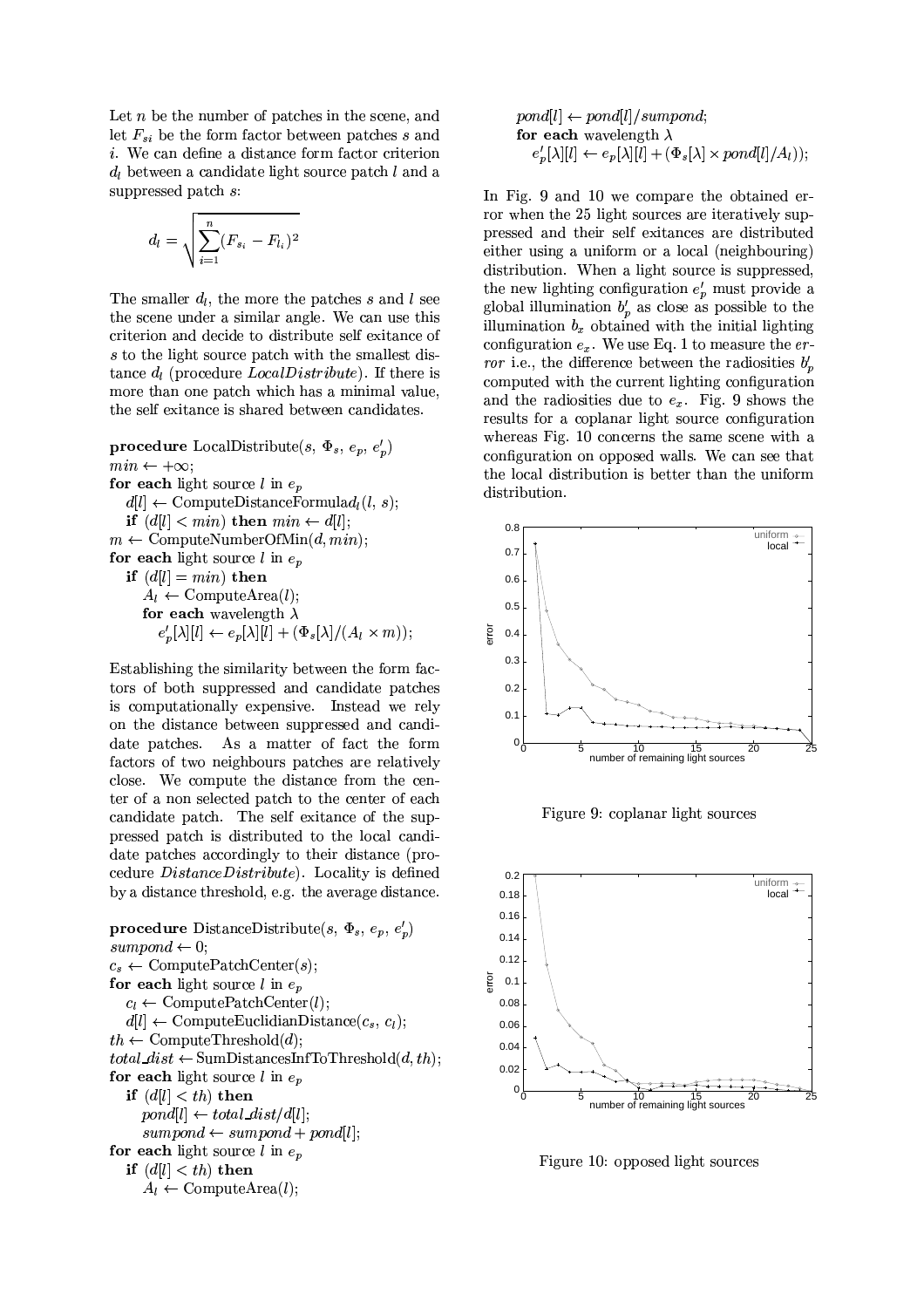Let $n$ be the number of patches in the scene, and let $F_{si}$ be the form factor between patches $s$ and $i$. We can define a distance form factor criterion $d_l$ between a candidate light source patch $l$ and a suppressed patch $s$:

$$d_l = \sqrt{\sum_{i=1}^{n} (F_{s_i} - F_{l_i})^2}$$

The smaller $d_l$, the more the patches $s$ and $l$ see the scene under a similar angle. We can use this criterion and decide to distribute self exitance of $s$ to the light source patch with the smallest distance $d_l$ (procedure *LocalDistribute*). If there is more than one patch which has a minimal value, the self exitance is shared between candidates.

```
procedure LocalDistribute(s, Φ_s, e_p, e'_p)
min ← +∞;
for each light source l in e_p
   d[l] ← ComputeDistanceFormula d_l(l, s);
   if (d[l] < min) then min ← d[l];
m ← ComputeNumberOfMin(d, min);
for each light source l in e_p
   if (d[l] = min) then
      A_l ← ComputeArea(l);
      for each wavelength λ
         e'_p[λ][l] ← e_p[λ][l] + (Φ_s[λ]/(A_l × m));
```

Establishing the similarity between the form factors of both suppressed and candidate patches is computationally expensive. Instead we rely on the distance between suppressed and candidate patches. As a matter of fact the form factors of two neighbours patches are relatively close. We compute the distance from the center of a non selected patch to the center of each candidate patch. The self exitance of the suppressed patch is distributed to the local candidate patches accordingly to their distance (procedure *DistanceDistribute*). Locality is defined by a distance threshold, e.g. the average distance.

```
procedure DistanceDistribute(s, Φ_s, e_p, e'_p)
sumpond ← 0;
c_s ← ComputePatchCenter(s);
for each light source l in e_p
   c_l ← ComputePatchCenter(l);
   d[l] ← ComputeEuclidianDistance(c_s, c_l);
th ← ComputeThreshold(d);
total_dist ← SumDistancesInfToThreshold(d, th);
for each light source l in e_p
   if (d[l] < th) then
      pond[l] ← total_dist/d[l];
      sumpond ← sumpond + pond[l];
for each light source l in e_p
   if (d[l] < th) then
      A_l ← ComputeArea(l);
      pond[l] ← pond[l]/sumpond;
      for each wavelength λ
         e'_p[λ][l] ← e_p[λ][l] + (Φ_s[λ] × pond[l]/A_l));
```

In Fig. 9 and 10 we compare the obtained error when the 25 light sources are iteratively suppressed and their self exitances are distributed either using a uniform or a local (neighbouring) distribution. When a light source is suppressed, the new lighting configuration $e'_p$ must provide a global illumination $b'_p$ as close as possible to the illumination $b_x$ obtained with the initial lighting configuration $e_x$. We use Eq. 1 to measure the *error* i.e., the difference between the radiosities $b'_p$ computed with the current lighting configuration and the radiosities due to $e_x$. Fig. 9 shows the results for a coplanar light source configuration whereas Fig. 10 concerns the same scene with a configuration on opposed walls. We can see that the local distribution is better than the uniform distribution.

Figure 9: coplanar light sources

Figure 10: opposed light sources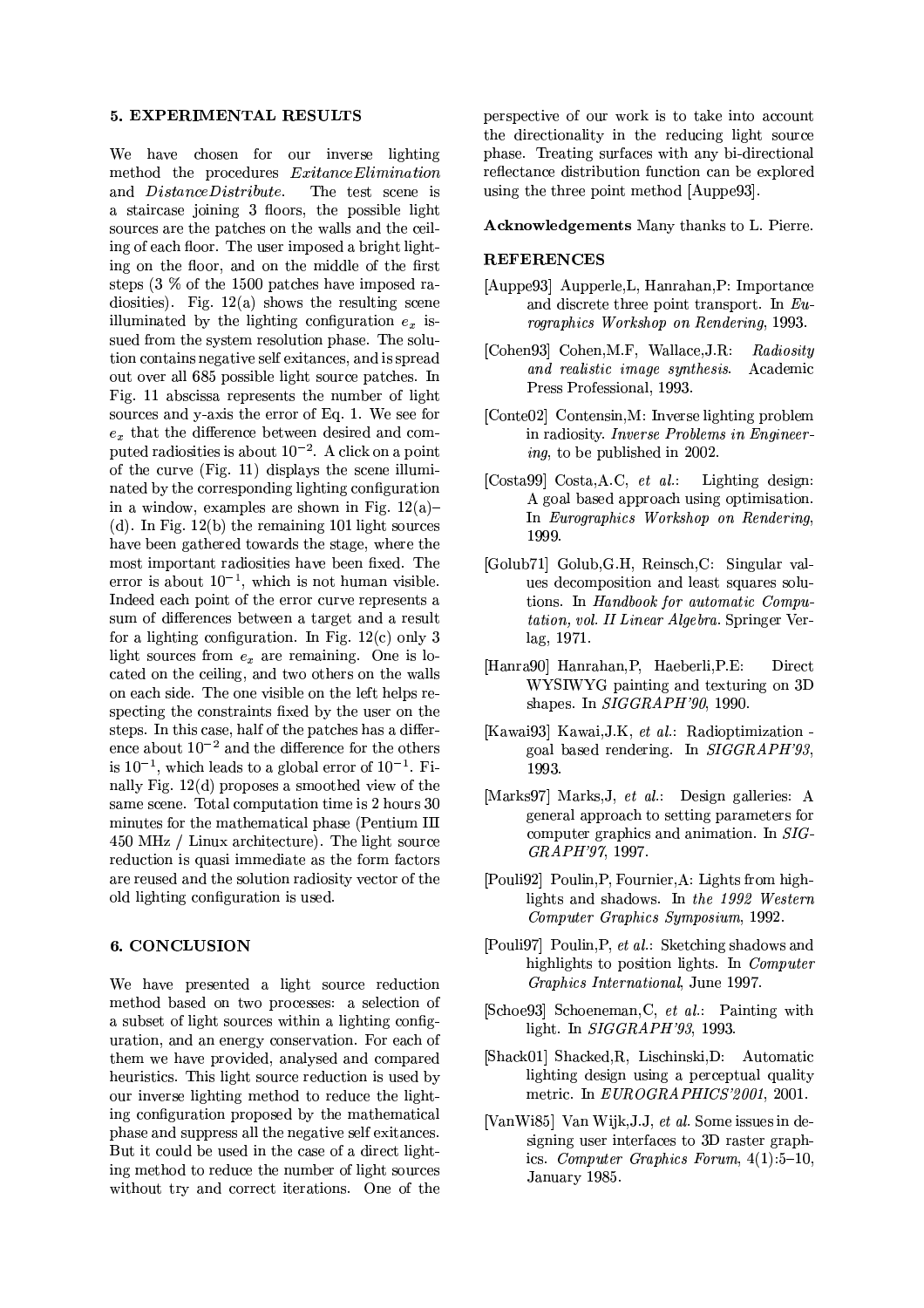## 5. EXPERIMENTAL RESULTS

We have chosen for our inverse lighting method the procedures *ExitanceElimination* and *DistanceDistribute*. The test scene is a staircase joining 3 floors, the possible light sources are the patches on the walls and the ceiling of each floor. The user imposed a bright lighting on the floor, and on the middle of the first steps (3 % of the 1500 patches have imposed radiosities). Fig. 12(a) shows the resulting scene illuminated by the lighting configuration $e_x$ issued from the system resolution phase. The solution contains negative self exitances, and is spread out over all 685 possible light source patches. In Fig. 11 abscissa represents the number of light sources and y-axis the error of Eq. 1. We see for $e_x$ that the difference between desired and computed radiosities is about $10^{-2}$. A click on a point of the curve (Fig. 11) displays the scene illuminated by the corresponding lighting configuration in a window, examples are shown in Fig. 12(a)–(d). In Fig. 12(b) the remaining 101 light sources have been gathered towards the stage, where the most important radiosities have been fixed. The error is about $10^{-1}$, which is not human visible. Indeed each point of the error curve represents a sum of differences between a target and a result for a lighting configuration. In Fig. 12(c) only 3 light sources from $e_x$ are remaining. One is located on the ceiling, and two others on the walls on each side. The one visible on the left helps respecting the constraints fixed by the user on the steps. In this case, half of the patches has a difference about $10^{-2}$ and the difference for the others is $10^{-1}$, which leads to a global error of $10^{-1}$. Finally Fig. 12(d) proposes a smoothed view of the same scene. Total computation time is 2 hours 30 minutes for the mathematical phase (Pentium III 450 MHz / Linux architecture). The light source reduction is quasi immediate as the form factors are reused and the solution radiosity vector of the old lighting configuration is used.

## 6. CONCLUSION

We have presented a light source reduction method based on two processes: a selection of a subset of light sources within a lighting configuration, and an energy conservation. For each of them we have provided, analysed and compared heuristics. This light source reduction is used by our inverse lighting method to reduce the lighting configuration proposed by the mathematical phase and suppress all the negative self exitances. But it could be used in the case of a direct lighting method to reduce the number of light sources without try and correct iterations. One of the perspective of our work is to take into account the directionality in the reducing light source phase. Treating surfaces with any bi-directional reflectance distribution function can be explored using the three point method [Auppe93].

**Acknowledgements** Many thanks to L. Pierre.

## REFERENCES

[Auppe93] Aupperle,L, Hanrahan,P: Importance and discrete three point transport. In *Eurographics Workshop on Rendering*, 1993.

[Cohen93] Cohen,M.F, Wallace,J.R: *Radiosity and realistic image synthesis*. Academic Press Professional, 1993.

[Conte02] Contensin,M: Inverse lighting problem in radiosity. *Inverse Problems in Engineering*, to be published in 2002.

[Costa99] Costa,A.C, *et al.*: Lighting design: A goal based approach using optimisation. In *Eurographics Workshop on Rendering*, 1999.

[Golub71] Golub,G.H, Reinsch,C: Singular values decomposition and least squares solutions. In *Handbook for automatic Computation, vol. II Linear Algebra*. Springer Verlag, 1971.

[Hanra90] Hanrahan,P, Haeberli,P.E: Direct WYSIWYG painting and texturing on 3D shapes. In *SIGGRAPH'90*, 1990.

[Kawai93] Kawai,J.K, *et al.*: Radioptimization - goal based rendering. In *SIGGRAPH'93*, 1993.

[Marks97] Marks,J, *et al.*: Design galleries: A general approach to setting parameters for computer graphics and animation. In *SIGGRAPH'97*, 1997.

[Pouli92] Poulin,P, Fournier,A: Lights from highlights and shadows. In *the 1992 Western Computer Graphics Symposium*, 1992.

[Pouli97] Poulin,P, *et al.*: Sketching shadows and highlights to position lights. In *Computer Graphics International*, June 1997.

[Schoe93] Schoeneman,C, *et al.*: Painting with light. In *SIGGRAPH'93*, 1993.

[Shack01] Shacked,R, Lischinski,D: Automatic lighting design using a perceptual quality metric. In *EUROGRAPHICS'2001*, 2001.

[VanWi85] Van Wijk,J.J, *et al.* Some issues in designing user interfaces to 3D raster graphics. *Computer Graphics Forum*, 4(1):5–10, January 1985.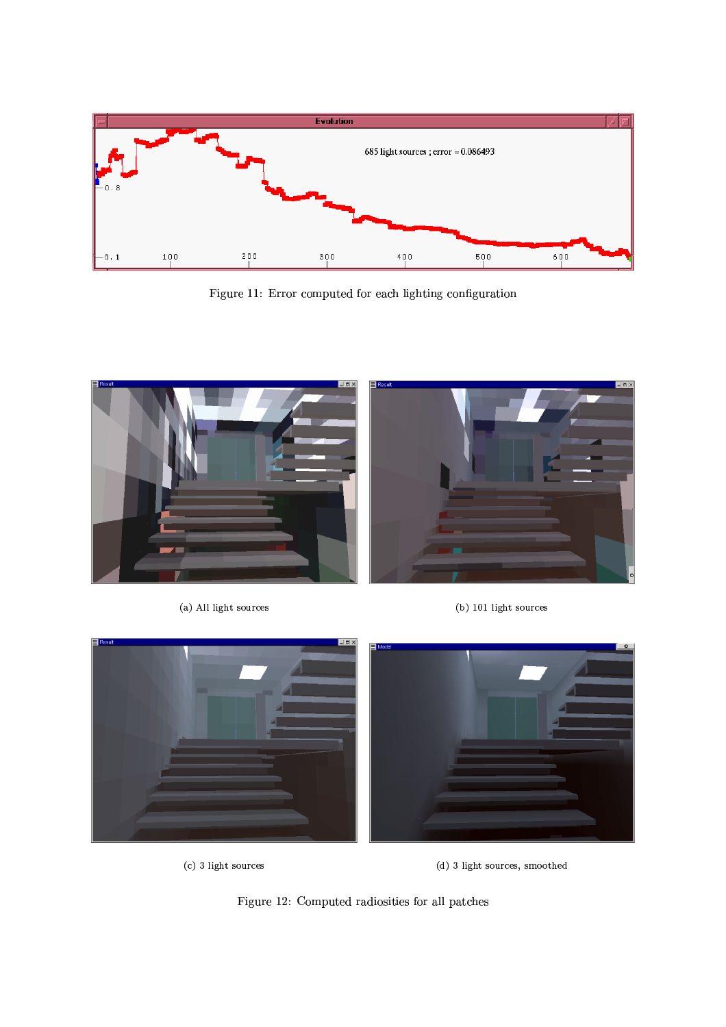Evolution

685 light sources ; error = 0.086493

0.8

0.1

100

200

300

400

500

600

Figure 11: Error computed for each lighting configuration

Result

(a) All light sources

Result

(b) 101 light sources

Result

(c) 3 light sources

Model

(d) 3 light sources, smoothed

Figure 12: Computed radiosities for all patches